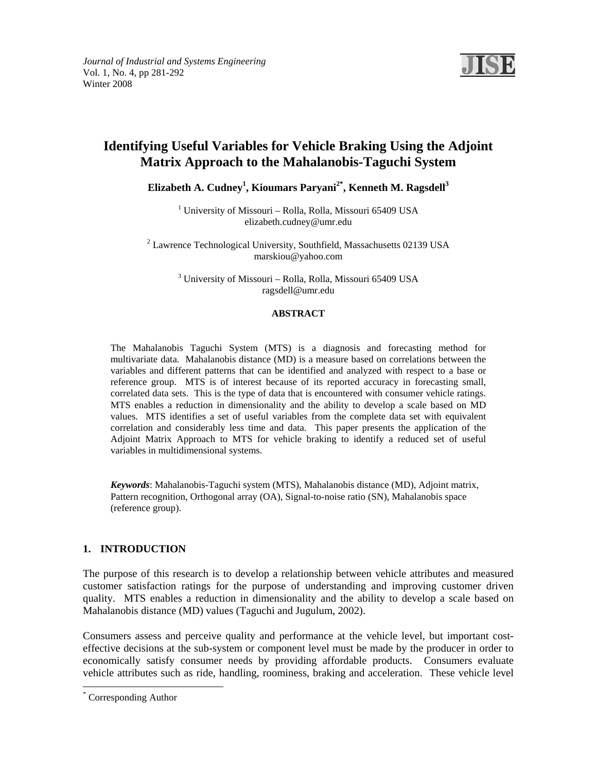# Identifying Useful Variables for Vehicle Braking Using the Adjoint Matrix Approach to the Mahalanobis-Taguchi System

**Elizabeth A. Cudney[1], Kioumars Paryani[2*], Kenneth M. Ragsdell[3]**

[1] University of Missouri – Rolla, Rolla, Missouri 65409 USA
elizabeth.cudney@umr.edu

[2] Lawrence Technological University, Southfield, Massachusetts 02139 USA
marskiou@yahoo.com

[3] University of Missouri – Rolla, Rolla, Missouri 65409 USA
ragsdell@umr.edu

**ABSTRACT**

The Mahalanobis Taguchi System (MTS) is a diagnosis and forecasting method for multivariate data. Mahalanobis distance (MD) is a measure based on correlations between the variables and different patterns that can be identified and analyzed with respect to a base or reference group. MTS is of interest because of its reported accuracy in forecasting small, correlated data sets. This is the type of data that is encountered with consumer vehicle ratings. MTS enables a reduction in dimensionality and the ability to develop a scale based on MD values. MTS identifies a set of useful variables from the complete data set with equivalent correlation and considerably less time and data. This paper presents the application of the Adjoint Matrix Approach to MTS for vehicle braking to identify a reduced set of useful variables in multidimensional systems.

***Keywords***: Mahalanobis-Taguchi system (MTS), Mahalanobis distance (MD), Adjoint matrix, Pattern recognition, Orthogonal array (OA), Signal-to-noise ratio (SN), Mahalanobis space (reference group).

## 1. INTRODUCTION

The purpose of this research is to develop a relationship between vehicle attributes and measured customer satisfaction ratings for the purpose of understanding and improving customer driven quality. MTS enables a reduction in dimensionality and the ability to develop a scale based on Mahalanobis distance (MD) values (Taguchi and Jugulum, 2002).

Consumers assess and perceive quality and performance at the vehicle level, but important cost-effective decisions at the sub-system or component level must be made by the producer in order to economically satisfy consumer needs by providing affordable products. Consumers evaluate vehicle attributes such as ride, handling, roominess, braking and acceleration. These vehicle level

---

[*] Corresponding Author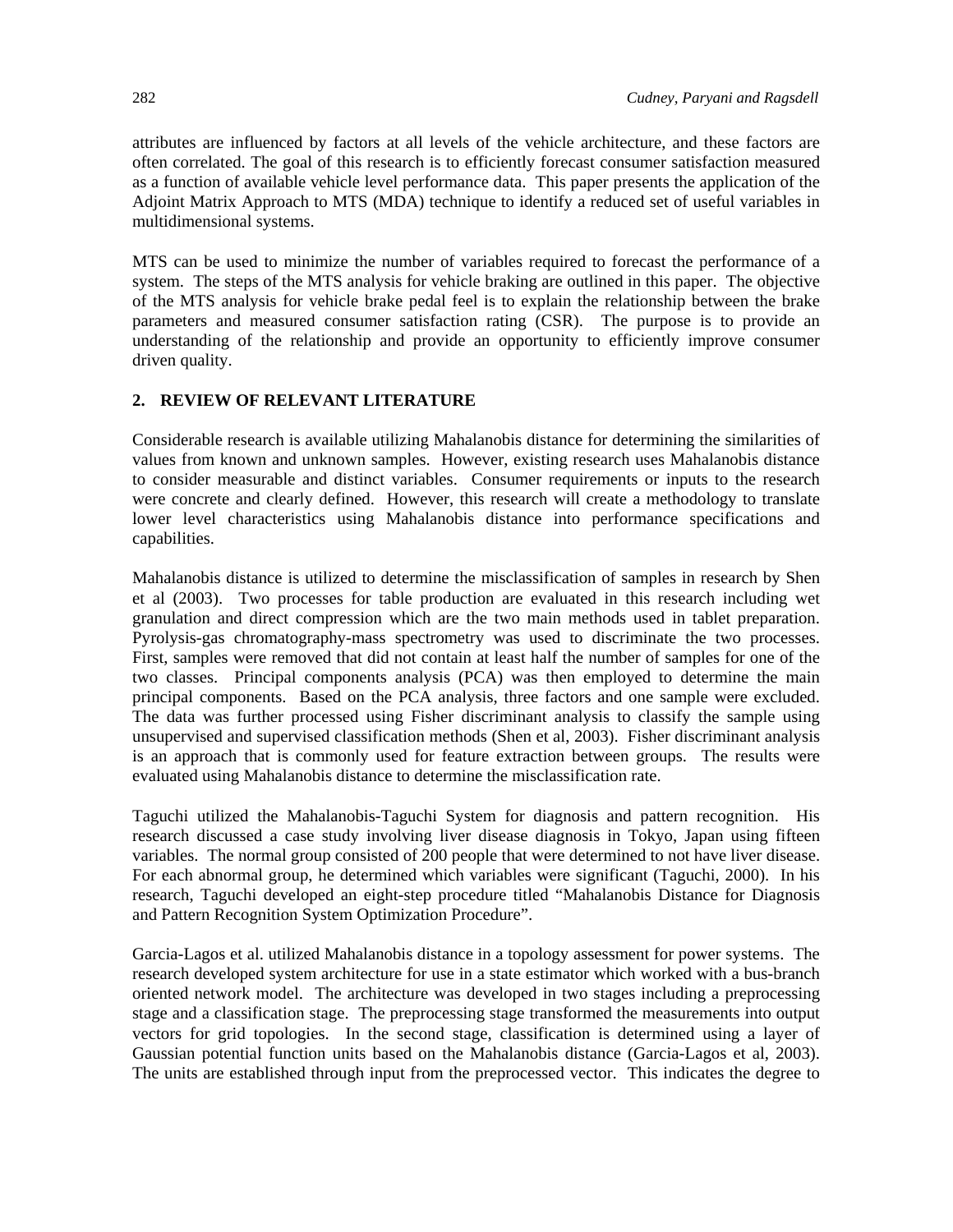attributes are influenced by factors at all levels of the vehicle architecture, and these factors are often correlated. The goal of this research is to efficiently forecast consumer satisfaction measured as a function of available vehicle level performance data. This paper presents the application of the Adjoint Matrix Approach to MTS (MDA) technique to identify a reduced set of useful variables in multidimensional systems.

MTS can be used to minimize the number of variables required to forecast the performance of a system. The steps of the MTS analysis for vehicle braking are outlined in this paper. The objective of the MTS analysis for vehicle brake pedal feel is to explain the relationship between the brake parameters and measured consumer satisfaction rating (CSR). The purpose is to provide an understanding of the relationship and provide an opportunity to efficiently improve consumer driven quality.

## 2. REVIEW OF RELEVANT LITERATURE

Considerable research is available utilizing Mahalanobis distance for determining the similarities of values from known and unknown samples. However, existing research uses Mahalanobis distance to consider measurable and distinct variables. Consumer requirements or inputs to the research were concrete and clearly defined. However, this research will create a methodology to translate lower level characteristics using Mahalanobis distance into performance specifications and capabilities.

Mahalanobis distance is utilized to determine the misclassification of samples in research by Shen et al (2003). Two processes for table production are evaluated in this research including wet granulation and direct compression which are the two main methods used in tablet preparation. Pyrolysis-gas chromatography-mass spectrometry was used to discriminate the two processes. First, samples were removed that did not contain at least half the number of samples for one of the two classes. Principal components analysis (PCA) was then employed to determine the main principal components. Based on the PCA analysis, three factors and one sample were excluded. The data was further processed using Fisher discriminant analysis to classify the sample using unsupervised and supervised classification methods (Shen et al, 2003). Fisher discriminant analysis is an approach that is commonly used for feature extraction between groups. The results were evaluated using Mahalanobis distance to determine the misclassification rate.

Taguchi utilized the Mahalanobis-Taguchi System for diagnosis and pattern recognition. His research discussed a case study involving liver disease diagnosis in Tokyo, Japan using fifteen variables. The normal group consisted of 200 people that were determined to not have liver disease. For each abnormal group, he determined which variables were significant (Taguchi, 2000). In his research, Taguchi developed an eight-step procedure titled "Mahalanobis Distance for Diagnosis and Pattern Recognition System Optimization Procedure".

Garcia-Lagos et al. utilized Mahalanobis distance in a topology assessment for power systems. The research developed system architecture for use in a state estimator which worked with a bus-branch oriented network model. The architecture was developed in two stages including a preprocessing stage and a classification stage. The preprocessing stage transformed the measurements into output vectors for grid topologies. In the second stage, classification is determined using a layer of Gaussian potential function units based on the Mahalanobis distance (Garcia-Lagos et al, 2003). The units are established through input from the preprocessed vector. This indicates the degree to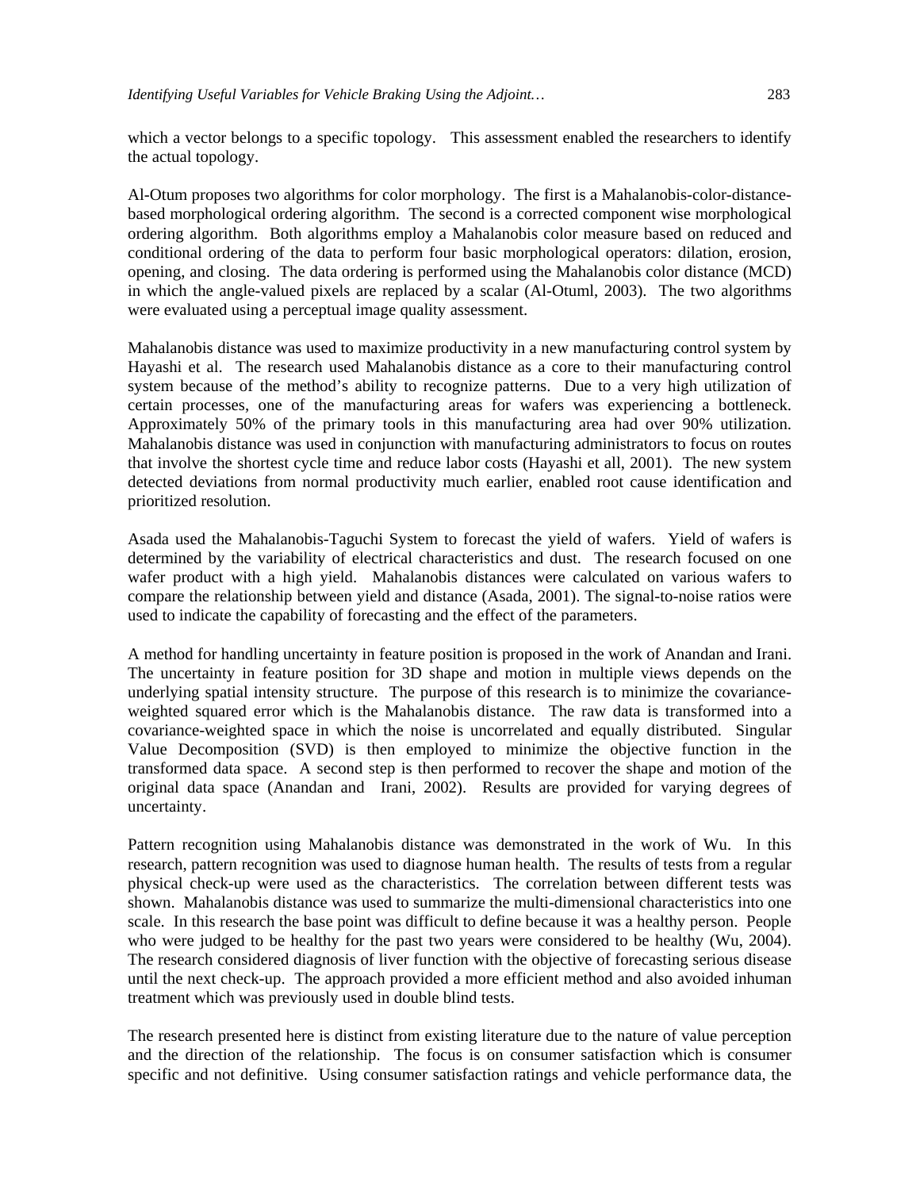which a vector belongs to a specific topology. This assessment enabled the researchers to identify the actual topology.

Al-Otum proposes two algorithms for color morphology. The first is a Mahalanobis-color-distance-based morphological ordering algorithm. The second is a corrected component wise morphological ordering algorithm. Both algorithms employ a Mahalanobis color measure based on reduced and conditional ordering of the data to perform four basic morphological operators: dilation, erosion, opening, and closing. The data ordering is performed using the Mahalanobis color distance (MCD) in which the angle-valued pixels are replaced by a scalar (Al-Otuml, 2003). The two algorithms were evaluated using a perceptual image quality assessment.

Mahalanobis distance was used to maximize productivity in a new manufacturing control system by Hayashi et al. The research used Mahalanobis distance as a core to their manufacturing control system because of the method's ability to recognize patterns. Due to a very high utilization of certain processes, one of the manufacturing areas for wafers was experiencing a bottleneck. Approximately 50% of the primary tools in this manufacturing area had over 90% utilization. Mahalanobis distance was used in conjunction with manufacturing administrators to focus on routes that involve the shortest cycle time and reduce labor costs (Hayashi et all, 2001). The new system detected deviations from normal productivity much earlier, enabled root cause identification and prioritized resolution.

Asada used the Mahalanobis-Taguchi System to forecast the yield of wafers. Yield of wafers is determined by the variability of electrical characteristics and dust. The research focused on one wafer product with a high yield. Mahalanobis distances were calculated on various wafers to compare the relationship between yield and distance (Asada, 2001). The signal-to-noise ratios were used to indicate the capability of forecasting and the effect of the parameters.

A method for handling uncertainty in feature position is proposed in the work of Anandan and Irani. The uncertainty in feature position for 3D shape and motion in multiple views depends on the underlying spatial intensity structure. The purpose of this research is to minimize the covariance-weighted squared error which is the Mahalanobis distance. The raw data is transformed into a covariance-weighted space in which the noise is uncorrelated and equally distributed. Singular Value Decomposition (SVD) is then employed to minimize the objective function in the transformed data space. A second step is then performed to recover the shape and motion of the original data space (Anandan and Irani, 2002). Results are provided for varying degrees of uncertainty.

Pattern recognition using Mahalanobis distance was demonstrated in the work of Wu. In this research, pattern recognition was used to diagnose human health. The results of tests from a regular physical check-up were used as the characteristics. The correlation between different tests was shown. Mahalanobis distance was used to summarize the multi-dimensional characteristics into one scale. In this research the base point was difficult to define because it was a healthy person. People who were judged to be healthy for the past two years were considered to be healthy (Wu, 2004). The research considered diagnosis of liver function with the objective of forecasting serious disease until the next check-up. The approach provided a more efficient method and also avoided inhuman treatment which was previously used in double blind tests.

The research presented here is distinct from existing literature due to the nature of value perception and the direction of the relationship. The focus is on consumer satisfaction which is consumer specific and not definitive. Using consumer satisfaction ratings and vehicle performance data, the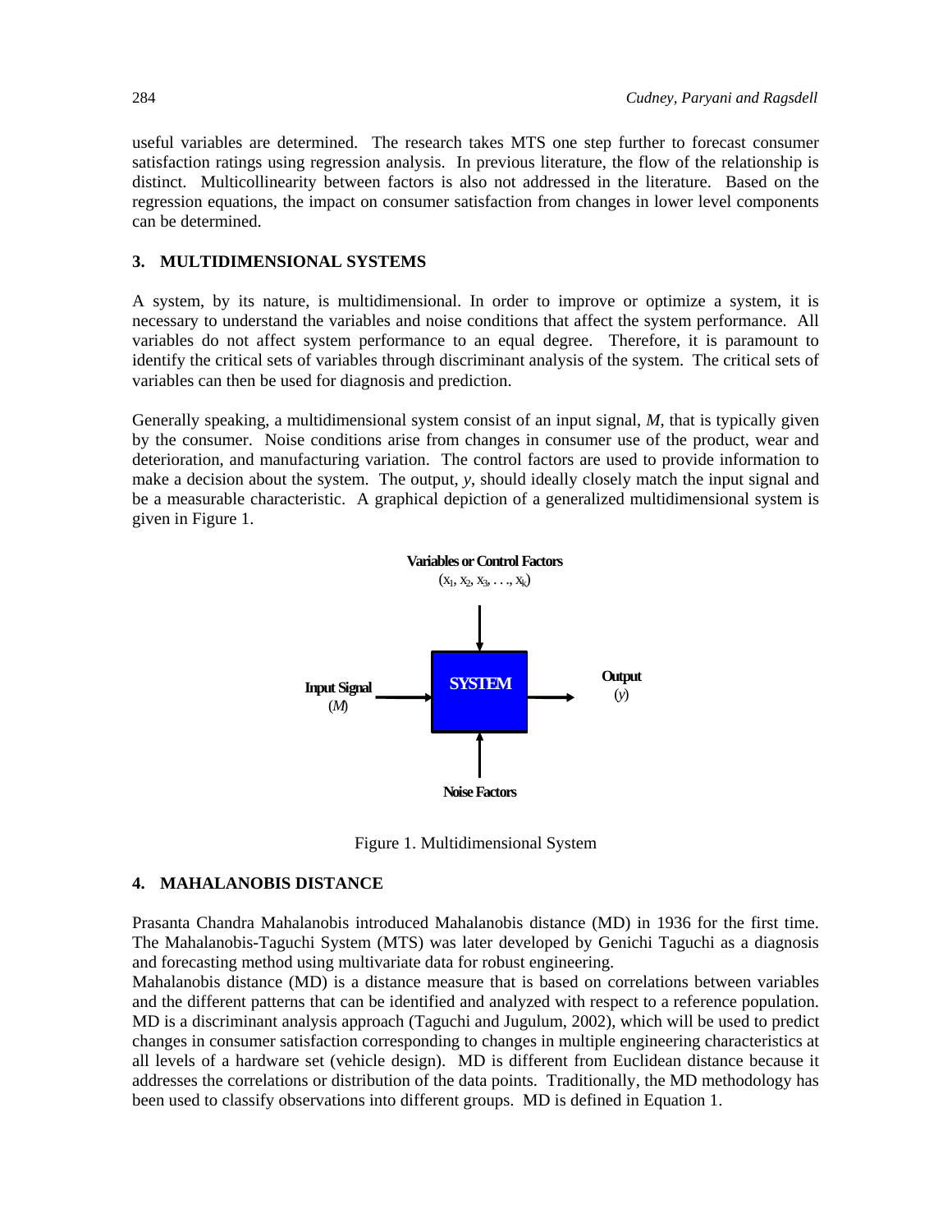useful variables are determined. The research takes MTS one step further to forecast consumer satisfaction ratings using regression analysis. In previous literature, the flow of the relationship is distinct. Multicollinearity between factors is also not addressed in the literature. Based on the regression equations, the impact on consumer satisfaction from changes in lower level components can be determined.

## 3. MULTIDIMENSIONAL SYSTEMS

A system, by its nature, is multidimensional. In order to improve or optimize a system, it is necessary to understand the variables and noise conditions that affect the system performance. All variables do not affect system performance to an equal degree. Therefore, it is paramount to identify the critical sets of variables through discriminant analysis of the system. The critical sets of variables can then be used for diagnosis and prediction.

Generally speaking, a multidimensional system consist of an input signal, *M*, that is typically given by the consumer. Noise conditions arise from changes in consumer use of the product, wear and deterioration, and manufacturing variation. The control factors are used to provide information to make a decision about the system. The output, *y*, should ideally closely match the input signal and be a measurable characteristic. A graphical depiction of a generalized multidimensional system is given in Figure 1.

**Variables or Control Factors** ($x_1, x_2, x_3, \ldots, x_k$)

**Input Signal** ($M$) → **SYSTEM** → **Output** ($y$)

**Noise Factors**

Figure 1. Multidimensional System

## 4. MAHALANOBIS DISTANCE

Prasanta Chandra Mahalanobis introduced Mahalanobis distance (MD) in 1936 for the first time. The Mahalanobis-Taguchi System (MTS) was later developed by Genichi Taguchi as a diagnosis and forecasting method using multivariate data for robust engineering.

Mahalanobis distance (MD) is a distance measure that is based on correlations between variables and the different patterns that can be identified and analyzed with respect to a reference population. MD is a discriminant analysis approach (Taguchi and Jugulum, 2002), which will be used to predict changes in consumer satisfaction corresponding to changes in multiple engineering characteristics at all levels of a hardware set (vehicle design). MD is different from Euclidean distance because it addresses the correlations or distribution of the data points. Traditionally, the MD methodology has been used to classify observations into different groups. MD is defined in Equation 1.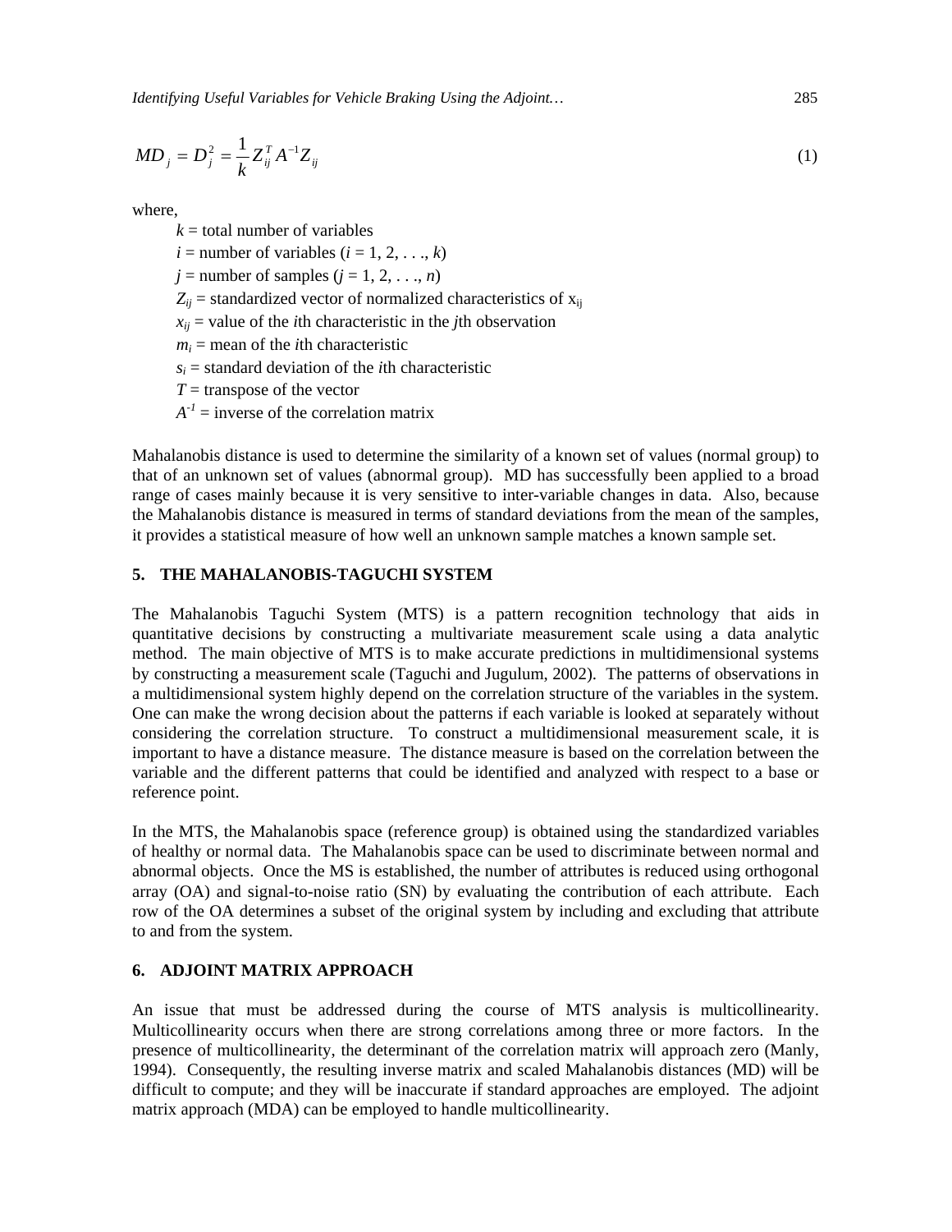$$MD_j = D_j^2 = \frac{1}{k} Z_{ij}^T A^{-1} Z_{ij} \tag{1}$$

where,

$k$ = total number of variables  
$i$ = number of variables ($i$ = 1, 2, . . ., $k$)  
$j$ = number of samples ($j$ = 1, 2, . . ., $n$)  
$Z_{ij}$ = standardized vector of normalized characteristics of $x_{ij}$  
$x_{ij}$ = value of the $i$th characteristic in the $j$th observation  
$m_i$ = mean of the $i$th characteristic  
$s_i$ = standard deviation of the $i$th characteristic  
$T$ = transpose of the vector  
$A^{-1}$ = inverse of the correlation matrix

Mahalanobis distance is used to determine the similarity of a known set of values (normal group) to that of an unknown set of values (abnormal group). MD has successfully been applied to a broad range of cases mainly because it is very sensitive to inter-variable changes in data. Also, because the Mahalanobis distance is measured in terms of standard deviations from the mean of the samples, it provides a statistical measure of how well an unknown sample matches a known sample set.

## 5. THE MAHALANOBIS-TAGUCHI SYSTEM

The Mahalanobis Taguchi System (MTS) is a pattern recognition technology that aids in quantitative decisions by constructing a multivariate measurement scale using a data analytic method. The main objective of MTS is to make accurate predictions in multidimensional systems by constructing a measurement scale (Taguchi and Jugulum, 2002). The patterns of observations in a multidimensional system highly depend on the correlation structure of the variables in the system. One can make the wrong decision about the patterns if each variable is looked at separately without considering the correlation structure. To construct a multidimensional measurement scale, it is important to have a distance measure. The distance measure is based on the correlation between the variable and the different patterns that could be identified and analyzed with respect to a base or reference point.

In the MTS, the Mahalanobis space (reference group) is obtained using the standardized variables of healthy or normal data. The Mahalanobis space can be used to discriminate between normal and abnormal objects. Once the MS is established, the number of attributes is reduced using orthogonal array (OA) and signal-to-noise ratio (SN) by evaluating the contribution of each attribute. Each row of the OA determines a subset of the original system by including and excluding that attribute to and from the system.

## 6. ADJOINT MATRIX APPROACH

An issue that must be addressed during the course of MTS analysis is multicollinearity. Multicollinearity occurs when there are strong correlations among three or more factors. In the presence of multicollinearity, the determinant of the correlation matrix will approach zero (Manly, 1994). Consequently, the resulting inverse matrix and scaled Mahalanobis distances (MD) will be difficult to compute; and they will be inaccurate if standard approaches are employed. The adjoint matrix approach (MDA) can be employed to handle multicollinearity.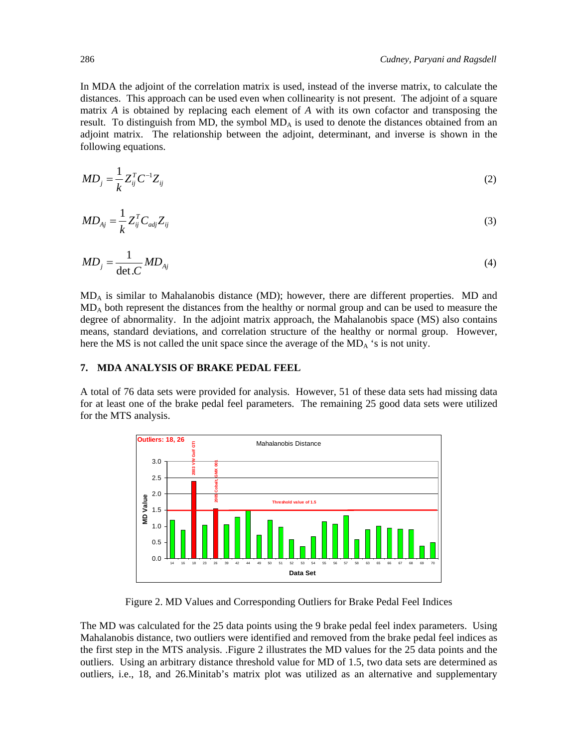In MDA the adjoint of the correlation matrix is used, instead of the inverse matrix, to calculate the distances. This approach can be used even when collinearity is not present. The adjoint of a square matrix *A* is obtained by replacing each element of *A* with its own cofactor and transposing the result. To distinguish from MD, the symbol $MD_A$ is used to denote the distances obtained from an adjoint matrix. The relationship between the adjoint, determinant, and inverse is shown in the following equations.

$$MD_j = \frac{1}{k} Z_{ij}^T C^{-1} Z_{ij} \tag{2}$$

$$MD_{Aj} = \frac{1}{k} Z_{ij}^T C_{adj} Z_{ij} \tag{3}$$

$$MD_j = \frac{1}{\det . C} MD_{Aj} \tag{4}$$

$MD_A$ is similar to Mahalanobis distance (MD); however, there are different properties. MD and $MD_A$ both represent the distances from the healthy or normal group and can be used to measure the degree of abnormality. In the adjoint matrix approach, the Mahalanobis space (MS) also contains means, standard deviations, and correlation structure of the healthy or normal group. However, here the MS is not called the unit space since the average of the $MD_A$ 's is not unity.

## 7. MDA ANALYSIS OF BRAKE PEDAL FEEL

A total of 76 data sets were provided for analysis. However, 51 of these data sets had missing data for at least one of the brake pedal feel parameters. The remaining 25 good data sets were utilized for the MTS analysis.

Figure 2. MD Values and Corresponding Outliers for Brake Pedal Feel Indices

The MD was calculated for the 25 data points using the 9 brake pedal feel index parameters. Using Mahalanobis distance, two outliers were identified and removed from the brake pedal feel indices as the first step in the MTS analysis. .Figure 2 illustrates the MD values for the 25 data points and the outliers. Using an arbitrary distance threshold value for MD of 1.5, two data sets are determined as outliers, i.e., 18, and 26.Minitab's matrix plot was utilized as an alternative and supplementary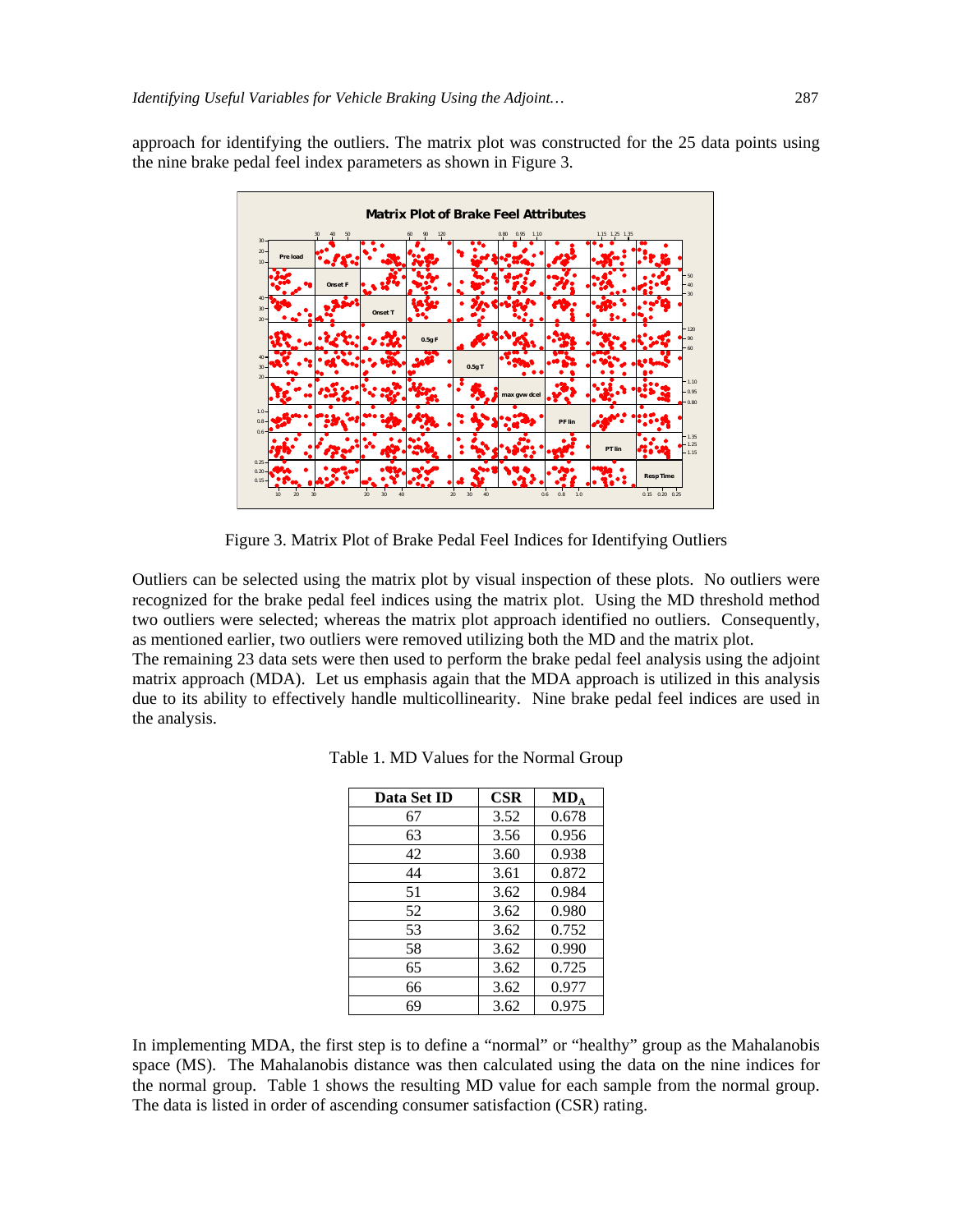approach for identifying the outliers. The matrix plot was constructed for the 25 data points using the nine brake pedal feel index parameters as shown in Figure 3.

Figure 3. Matrix Plot of Brake Pedal Feel Indices for Identifying Outliers

Outliers can be selected using the matrix plot by visual inspection of these plots. No outliers were recognized for the brake pedal feel indices using the matrix plot. Using the MD threshold method two outliers were selected; whereas the matrix plot approach identified no outliers. Consequently, as mentioned earlier, two outliers were removed utilizing both the MD and the matrix plot.

The remaining 23 data sets were then used to perform the brake pedal feel analysis using the adjoint matrix approach (MDA). Let us emphasis again that the MDA approach is utilized in this analysis due to its ability to effectively handle multicollinearity. Nine brake pedal feel indices are used in the analysis.

Table 1. MD Values for the Normal Group

| Data Set ID | CSR | $MD_A$ |
|---|---|---|
| 67 | 3.52 | 0.678 |
| 63 | 3.56 | 0.956 |
| 42 | 3.60 | 0.938 |
| 44 | 3.61 | 0.872 |
| 51 | 3.62 | 0.984 |
| 52 | 3.62 | 0.980 |
| 53 | 3.62 | 0.752 |
| 58 | 3.62 | 0.990 |
| 65 | 3.62 | 0.725 |
| 66 | 3.62 | 0.977 |
| 69 | 3.62 | 0.975 |

In implementing MDA, the first step is to define a "normal" or "healthy" group as the Mahalanobis space (MS). The Mahalanobis distance was then calculated using the data on the nine indices for the normal group. Table 1 shows the resulting MD value for each sample from the normal group. The data is listed in order of ascending consumer satisfaction (CSR) rating.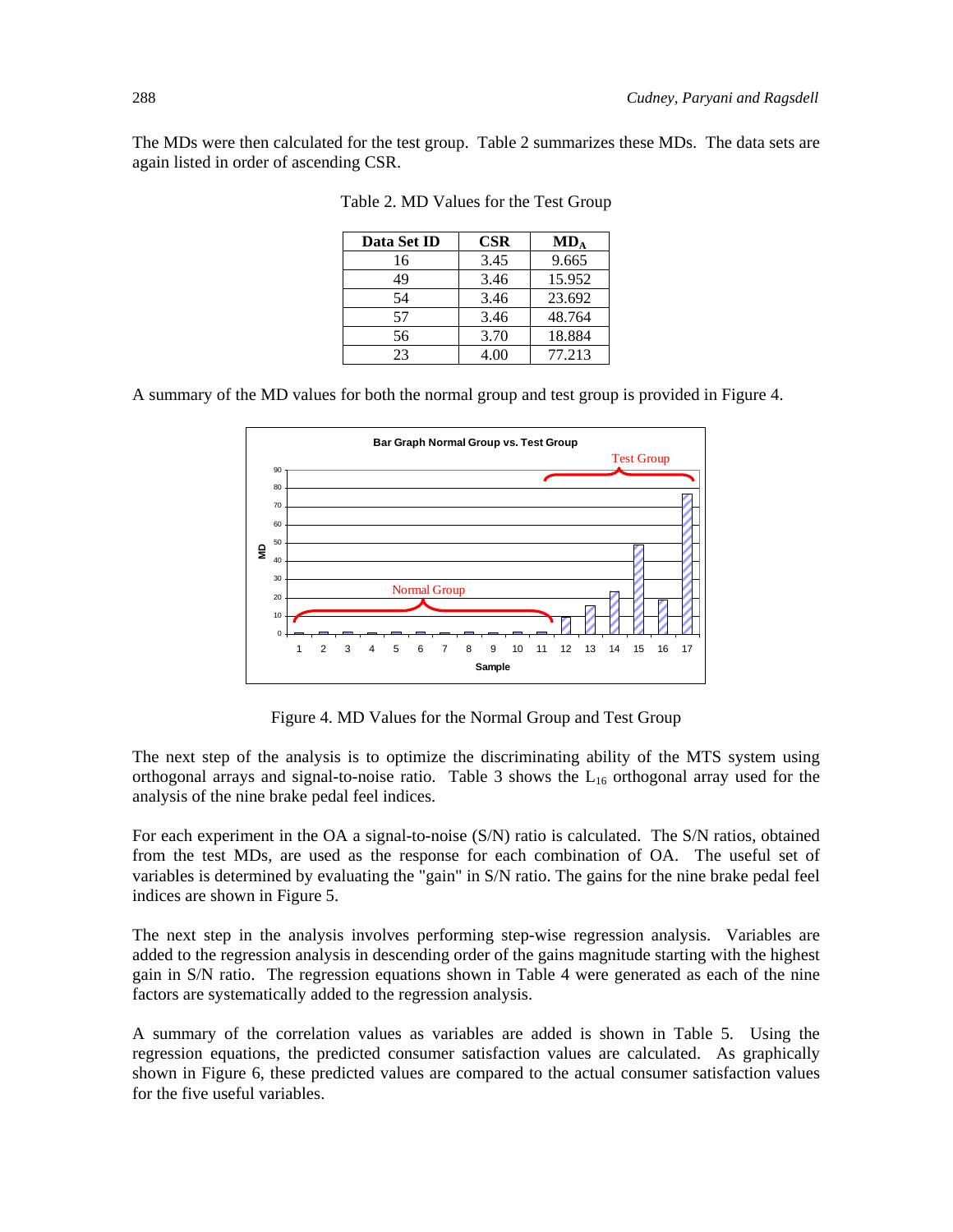The MDs were then calculated for the test group. Table 2 summarizes these MDs. The data sets are again listed in order of ascending CSR.

Table 2. MD Values for the Test Group

| Data Set ID | CSR | $MD_A$ |
|---|---|---|
| 16 | 3.45 | 9.665 |
| 49 | 3.46 | 15.952 |
| 54 | 3.46 | 23.692 |
| 57 | 3.46 | 48.764 |
| 56 | 3.70 | 18.884 |
| 23 | 4.00 | 77.213 |

A summary of the MD values for both the normal group and test group is provided in Figure 4.

Figure 4. MD Values for the Normal Group and Test Group

The next step of the analysis is to optimize the discriminating ability of the MTS system using orthogonal arrays and signal-to-noise ratio. Table 3 shows the $L_{16}$ orthogonal array used for the analysis of the nine brake pedal feel indices.

For each experiment in the OA a signal-to-noise (S/N) ratio is calculated. The S/N ratios, obtained from the test MDs, are used as the response for each combination of OA. The useful set of variables is determined by evaluating the "gain" in S/N ratio. The gains for the nine brake pedal feel indices are shown in Figure 5.

The next step in the analysis involves performing step-wise regression analysis. Variables are added to the regression analysis in descending order of the gains magnitude starting with the highest gain in S/N ratio. The regression equations shown in Table 4 were generated as each of the nine factors are systematically added to the regression analysis.

A summary of the correlation values as variables are added is shown in Table 5. Using the regression equations, the predicted consumer satisfaction values are calculated. As graphically shown in Figure 6, these predicted values are compared to the actual consumer satisfaction values for the five useful variables.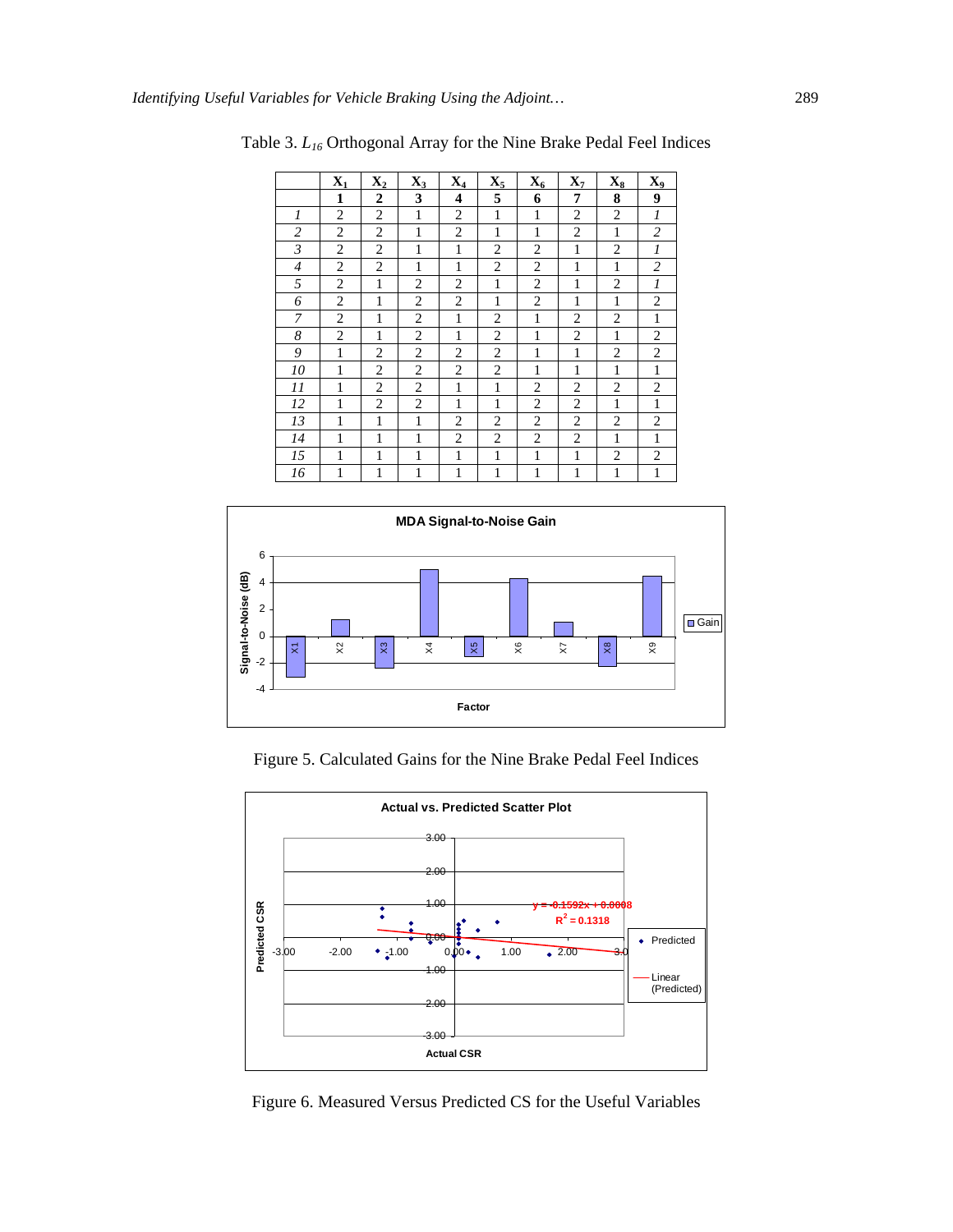Table 3. $L_{16}$ Orthogonal Array for the Nine Brake Pedal Feel Indices

| | $X_1$ | $X_2$ | $X_3$ | $X_4$ | $X_5$ | $X_6$ | $X_7$ | $X_8$ | $X_9$ |
|---|---|---|---|---|---|---|---|---|---|
| | **1** | **2** | **3** | **4** | **5** | **6** | **7** | **8** | **9** |
| *1* | 2 | 2 | 1 | 2 | 1 | 1 | 2 | 2 | *1* |
| *2* | 2 | 2 | 1 | 2 | 1 | 1 | 2 | 1 | *2* |
| *3* | 2 | 2 | 1 | 1 | 2 | 2 | 1 | 2 | *1* |
| *4* | 2 | 2 | 1 | 1 | 2 | 2 | 1 | 1 | *2* |
| *5* | 2 | 1 | 2 | 2 | 1 | 2 | 1 | 2 | *1* |
| *6* | 2 | 1 | 2 | 2 | 1 | 2 | 1 | 1 | 2 |
| *7* | 2 | 1 | 2 | 1 | 2 | 1 | 2 | 2 | 1 |
| *8* | 2 | 1 | 2 | 1 | 2 | 1 | 2 | 1 | 2 |
| *9* | 1 | 2 | 2 | 2 | 2 | 1 | 1 | 2 | 2 |
| *10* | 1 | 2 | 2 | 2 | 2 | 1 | 1 | 1 | 1 |
| *11* | 1 | 2 | 2 | 1 | 1 | 2 | 2 | 2 | 2 |
| *12* | 1 | 2 | 2 | 1 | 1 | 2 | 2 | 1 | 1 |
| *13* | 1 | 1 | 1 | 2 | 2 | 2 | 2 | 2 | 2 |
| *14* | 1 | 1 | 1 | 2 | 2 | 2 | 2 | 1 | 1 |
| *15* | 1 | 1 | 1 | 1 | 1 | 1 | 1 | 2 | 2 |
| *16* | 1 | 1 | 1 | 1 | 1 | 1 | 1 | 1 | 1 |

Figure 5. Calculated Gains for the Nine Brake Pedal Feel Indices

Figure 6. Measured Versus Predicted CS for the Useful Variables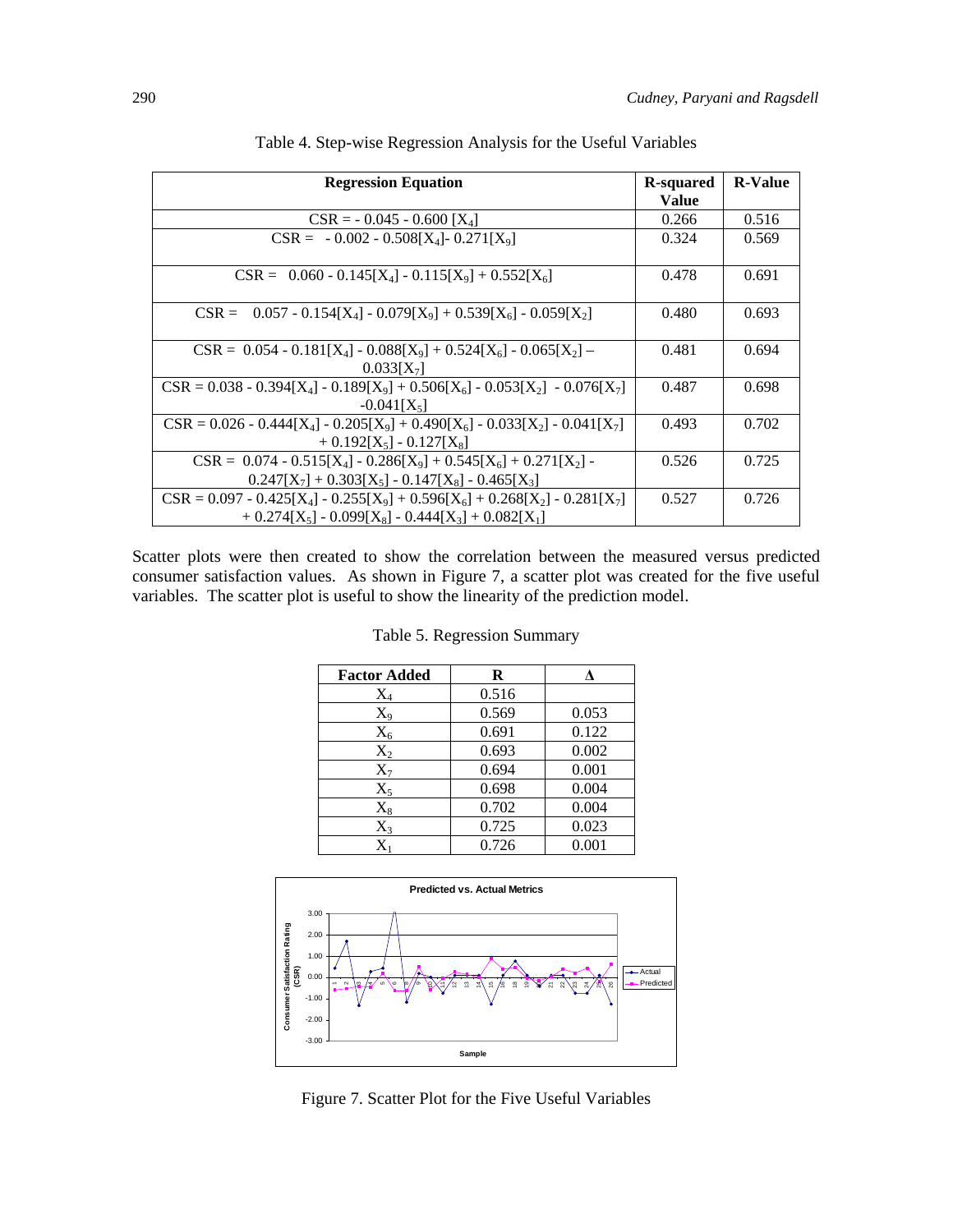Table 4. Step-wise Regression Analysis for the Useful Variables

| Regression Equation | R-squared Value | R-Value |
|---|---|---|
| $CSR = -0.045 - 0.600[X_4]$ | 0.266 | 0.516 |
| $CSR = -0.002 - 0.508[X_4] - 0.271[X_9]$ | 0.324 | 0.569 |
| $CSR = 0.060 - 0.145[X_4] - 0.115[X_9] + 0.552[X_6]$ | 0.478 | 0.691 |
| $CSR = 0.057 - 0.154[X_4] - 0.079[X_9] + 0.539[X_6] - 0.059[X_2]$ | 0.480 | 0.693 |
| $CSR = 0.054 - 0.181[X_4] - 0.088[X_9] + 0.524[X_6] - 0.065[X_2] - 0.033[X_7]$ | 0.481 | 0.694 |
| $CSR = 0.038 - 0.394[X_4] - 0.189[X_9] + 0.506[X_6] - 0.053[X_2] - 0.076[X_7] - 0.041[X_5]$ | 0.487 | 0.698 |
| $CSR = 0.026 - 0.444[X_4] - 0.205[X_9] + 0.490[X_6] - 0.033[X_2] - 0.041[X_7] + 0.192[X_5] - 0.127[X_8]$ | 0.493 | 0.702 |
| $CSR = 0.074 - 0.515[X_4] - 0.286[X_9] + 0.545[X_6] + 0.271[X_2] - 0.247[X_7] + 0.303[X_5] - 0.147[X_8] - 0.465[X_3]$ | 0.526 | 0.725 |
| $CSR = 0.097 - 0.425[X_4] - 0.255[X_9] + 0.596[X_6] + 0.268[X_2] - 0.281[X_7] + 0.274[X_5] - 0.099[X_8] - 0.444[X_3] + 0.082[X_1]$ | 0.527 | 0.726 |

Scatter plots were then created to show the correlation between the measured versus predicted consumer satisfaction values. As shown in Figure 7, a scatter plot was created for the five useful variables. The scatter plot is useful to show the linearity of the prediction model.

Table 5. Regression Summary

| Factor Added | R | Δ |
|---|---|---|
| $X_4$ | 0.516 | |
| $X_9$ | 0.569 | 0.053 |
| $X_6$ | 0.691 | 0.122 |
| $X_2$ | 0.693 | 0.002 |
| $X_7$ | 0.694 | 0.001 |
| $X_5$ | 0.698 | 0.004 |
| $X_8$ | 0.702 | 0.004 |
| $X_3$ | 0.725 | 0.023 |
| $X_1$ | 0.726 | 0.001 |

Figure 7. Scatter Plot for the Five Useful Variables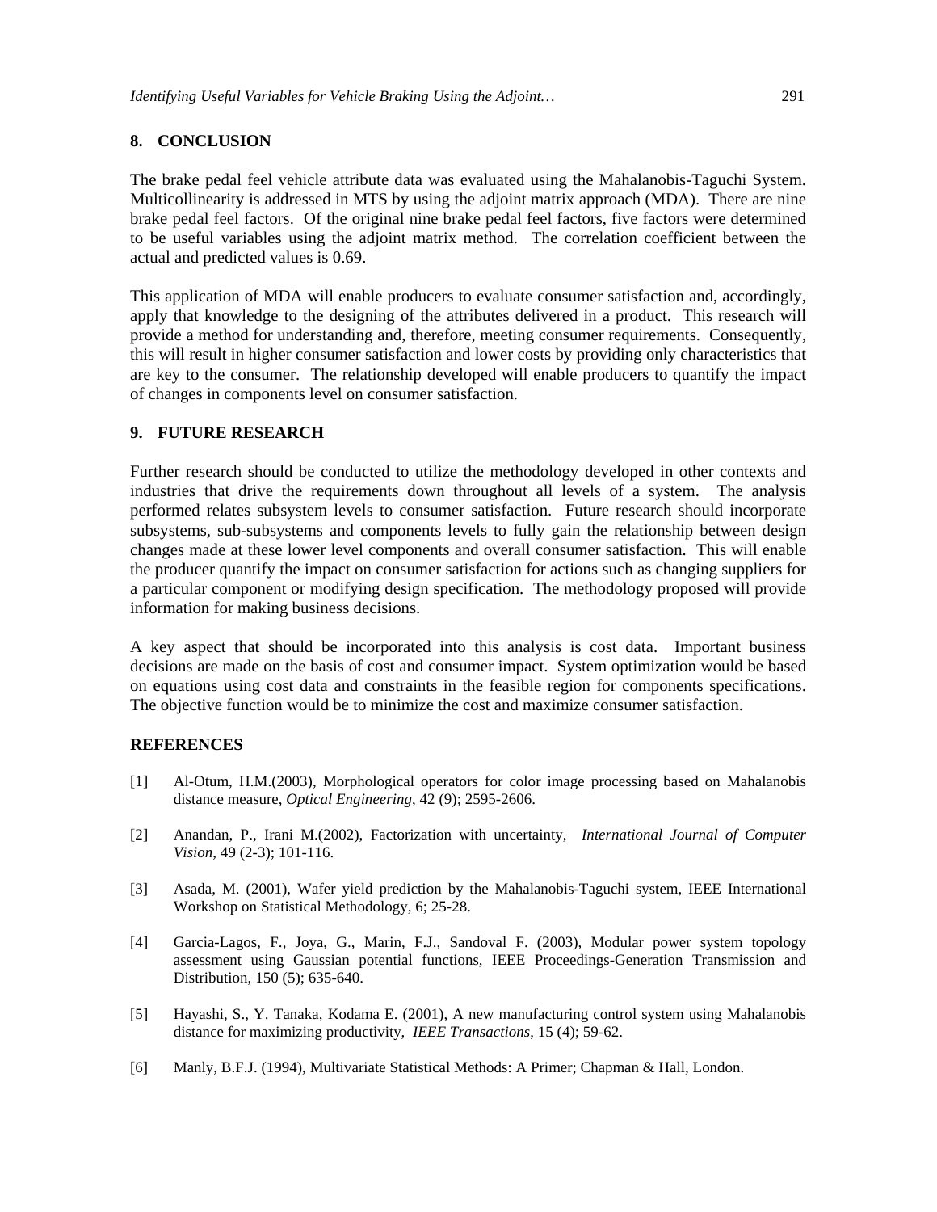## 8. CONCLUSION

The brake pedal feel vehicle attribute data was evaluated using the Mahalanobis-Taguchi System. Multicollinearity is addressed in MTS by using the adjoint matrix approach (MDA). There are nine brake pedal feel factors. Of the original nine brake pedal feel factors, five factors were determined to be useful variables using the adjoint matrix method. The correlation coefficient between the actual and predicted values is 0.69.

This application of MDA will enable producers to evaluate consumer satisfaction and, accordingly, apply that knowledge to the designing of the attributes delivered in a product. This research will provide a method for understanding and, therefore, meeting consumer requirements. Consequently, this will result in higher consumer satisfaction and lower costs by providing only characteristics that are key to the consumer. The relationship developed will enable producers to quantify the impact of changes in components level on consumer satisfaction.

## 9. FUTURE RESEARCH

Further research should be conducted to utilize the methodology developed in other contexts and industries that drive the requirements down throughout all levels of a system. The analysis performed relates subsystem levels to consumer satisfaction. Future research should incorporate subsystems, sub-subsystems and components levels to fully gain the relationship between design changes made at these lower level components and overall consumer satisfaction. This will enable the producer quantify the impact on consumer satisfaction for actions such as changing suppliers for a particular component or modifying design specification. The methodology proposed will provide information for making business decisions.

A key aspect that should be incorporated into this analysis is cost data. Important business decisions are made on the basis of cost and consumer impact. System optimization would be based on equations using cost data and constraints in the feasible region for components specifications. The objective function would be to minimize the cost and maximize consumer satisfaction.

## REFERENCES

[1] Al-Otum, H.M.(2003), Morphological operators for color image processing based on Mahalanobis distance measure, *Optical Engineering*, 42 (9); 2595-2606.

[2] Anandan, P., Irani M.(2002), Factorization with uncertainty, *International Journal of Computer Vision*, 49 (2-3); 101-116.

[3] Asada, M. (2001), Wafer yield prediction by the Mahalanobis-Taguchi system, IEEE International Workshop on Statistical Methodology, 6; 25-28.

[4] Garcia-Lagos, F., Joya, G., Marin, F.J., Sandoval F. (2003), Modular power system topology assessment using Gaussian potential functions, IEEE Proceedings-Generation Transmission and Distribution, 150 (5); 635-640.

[5] Hayashi, S., Y. Tanaka, Kodama E. (2001), A new manufacturing control system using Mahalanobis distance for maximizing productivity, *IEEE Transactions*, 15 (4); 59-62.

[6] Manly, B.F.J. (1994), Multivariate Statistical Methods: A Primer; Chapman & Hall, London.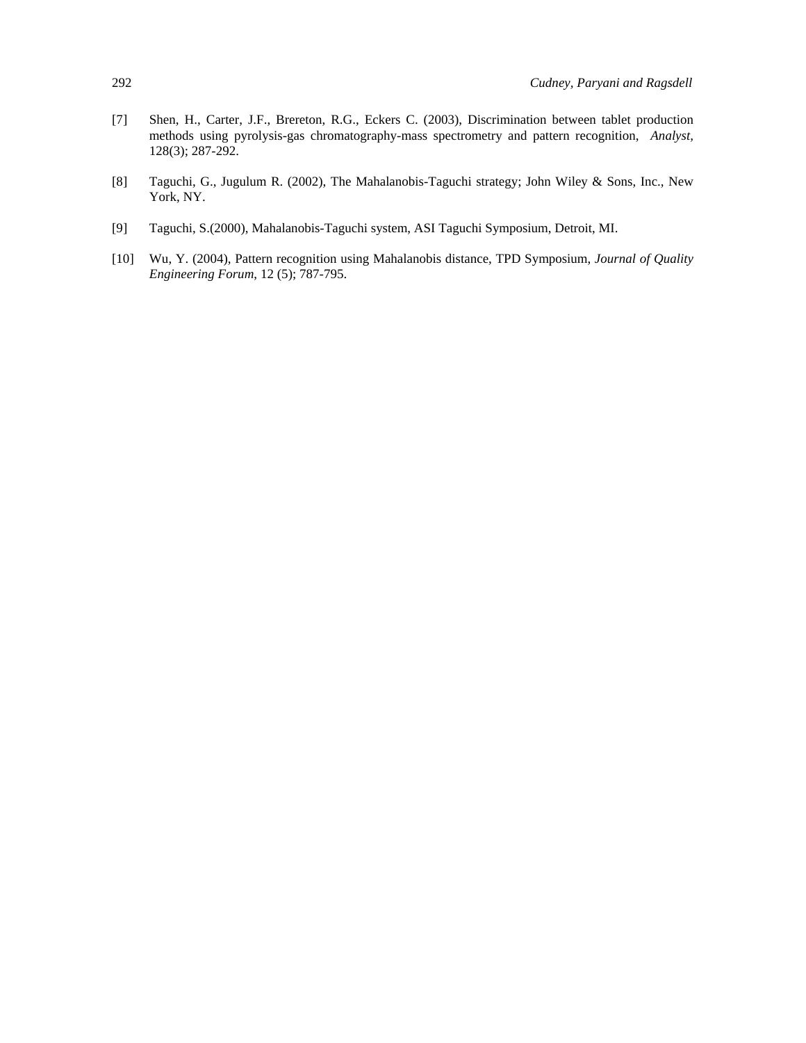[7] Shen, H., Carter, J.F., Brereton, R.G., Eckers C. (2003), Discrimination between tablet production methods using pyrolysis-gas chromatography-mass spectrometry and pattern recognition, *Analyst,* 128(3); 287-292.

[8] Taguchi, G., Jugulum R. (2002), The Mahalanobis-Taguchi strategy; John Wiley & Sons, Inc., New York, NY.

[9] Taguchi, S.(2000), Mahalanobis-Taguchi system, ASI Taguchi Symposium, Detroit, MI.

[10] Wu, Y. (2004), Pattern recognition using Mahalanobis distance, TPD Symposium, *Journal of Quality Engineering Forum*, 12 (5); 787-795.